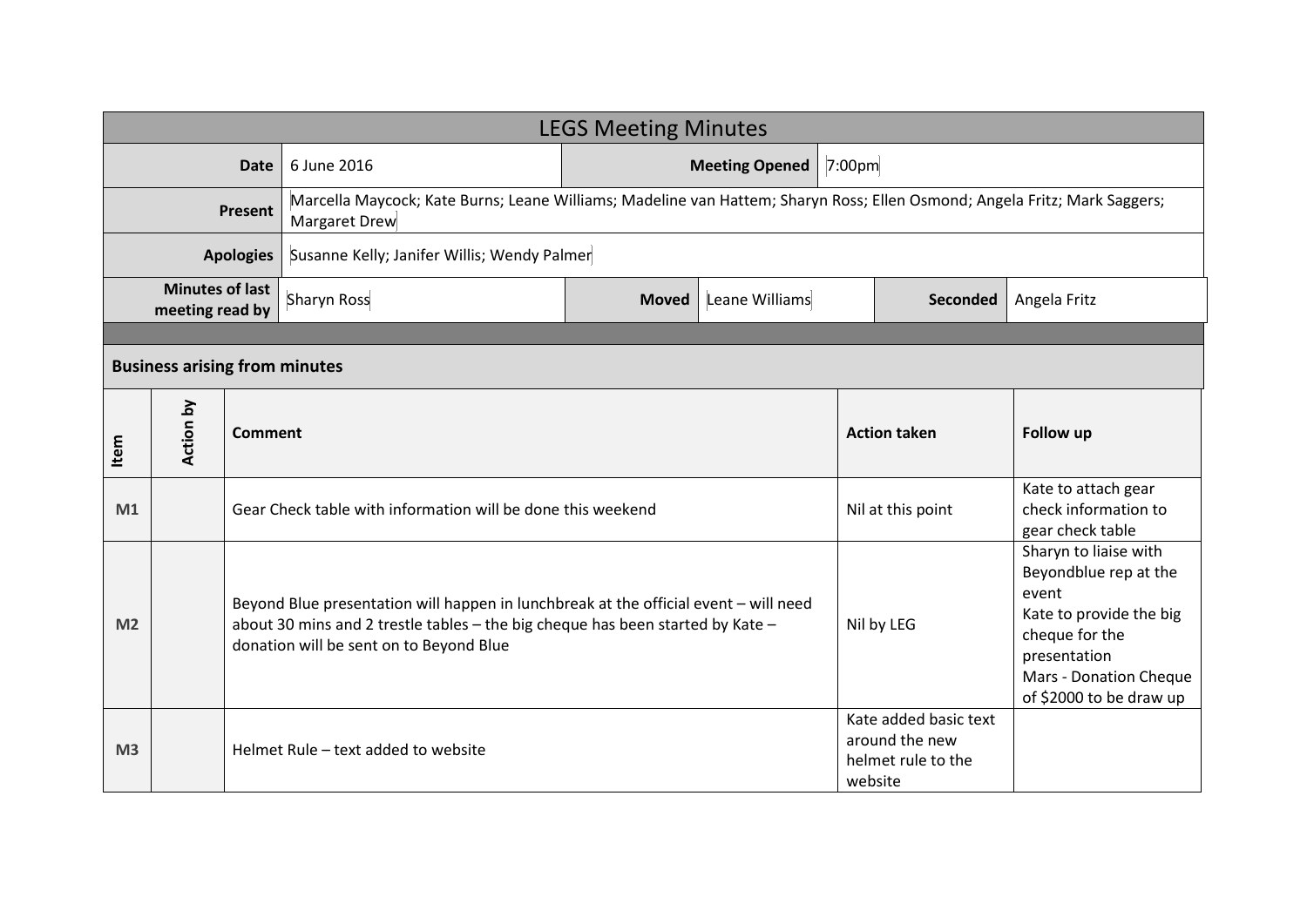# LEGS Meeting Minutes

| | | | |
|---|---|---|---|
| **Date** | 6 June 2016 | **Meeting Opened** | 7:00pm |
| **Present** | Marcella Maycock; Kate Burns; Leane Williams; Madeline van Hattem; Sharyn Ross; Ellen Osmond; Angela Fritz; Mark Saggers; Margaret Drew | | |
| **Apologies** | Susanne Kelly; Janifer Willis; Wendy Palmer | | |

| **Minutes of last meeting read by** | Sharyn Ross | **Moved** | Leane Williams | **Seconded** | Angela Fritz |
|---|---|---|---|---|---|

## Business arising from minutes

| Item | Action by | Comment | Action taken | Follow up |
|---|---|---|---|---|
| M1 | | Gear Check table with information will be done this weekend | Nil at this point | Kate to attach gear check information to gear check table |
| M2 | | Beyond Blue presentation will happen in lunchbreak at the official event – will need about 30 mins and 2 trestle tables – the big cheque has been started by Kate – donation will be sent on to Beyond Blue | Nil by LEG | Sharyn to liaise with Beyondblue rep at the event<br>Kate to provide the big cheque for the presentation<br>Mars - Donation Cheque of $2000 to be draw up |
| M3 | | Helmet Rule – text added to website | Kate added basic text around the new helmet rule to the website | |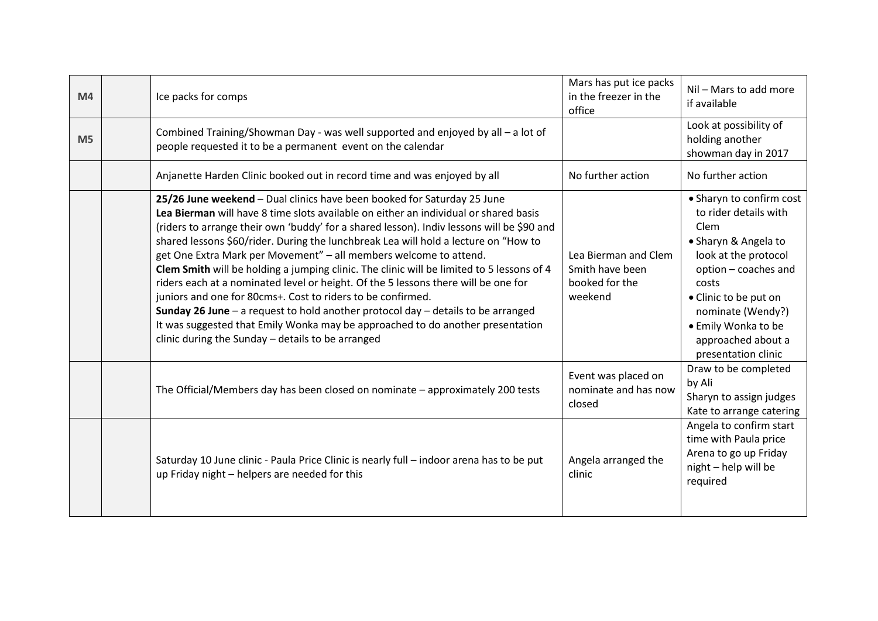| | | | | |
|---|---|---|---|---|
| **M4** | | Ice packs for comps | Mars has put ice packs in the freezer in the office | Nil – Mars to add more if available |
| **M5** | | Combined Training/Showman Day - was well supported and enjoyed by all – a lot of people requested it to be a permanent event on the calendar | | Look at possibility of holding another showman day in 2017 |
| | | Anjanette Harden Clinic booked out in record time and was enjoyed by all | No further action | No further action |
| | | **25/26 June weekend** – Dual clinics have been booked for Saturday 25 June<br>**Lea Bierman** will have 8 time slots available on either an individual or shared basis (riders to arrange their own 'buddy' for a shared lesson). Indiv lessons will be $90 and shared lessons $60/rider. During the lunchbreak Lea will hold a lecture on "How to get One Extra Mark per Movement" – all members welcome to attend.<br>**Clem Smith** will be holding a jumping clinic. The clinic will be limited to 5 lessons of 4 riders each at a nominated level or height. Of the 5 lessons there will be one for juniors and one for 80cms+. Cost to riders to be confirmed.<br>**Sunday 26 June** – a request to hold another protocol day – details to be arranged<br>It was suggested that Emily Wonka may be approached to do another presentation clinic during the Sunday – details to be arranged | Lea Bierman and Clem Smith have been booked for the weekend | • Sharyn to confirm cost to rider details with Clem<br>• Sharyn & Angela to look at the protocol option – coaches and costs<br>• Clinic to be put on nominate (Wendy?)<br>• Emily Wonka to be approached about a presentation clinic |
| | | The Official/Members day has been closed on nominate – approximately 200 tests | Event was placed on nominate and has now closed | Draw to be completed by Ali<br>Sharyn to assign judges<br>Kate to arrange catering |
| | | Saturday 10 June clinic - Paula Price Clinic is nearly full – indoor arena has to be put up Friday night – helpers are needed for this | Angela arranged the clinic | Angela to confirm start time with Paula price<br>Arena to go up Friday night – help will be required |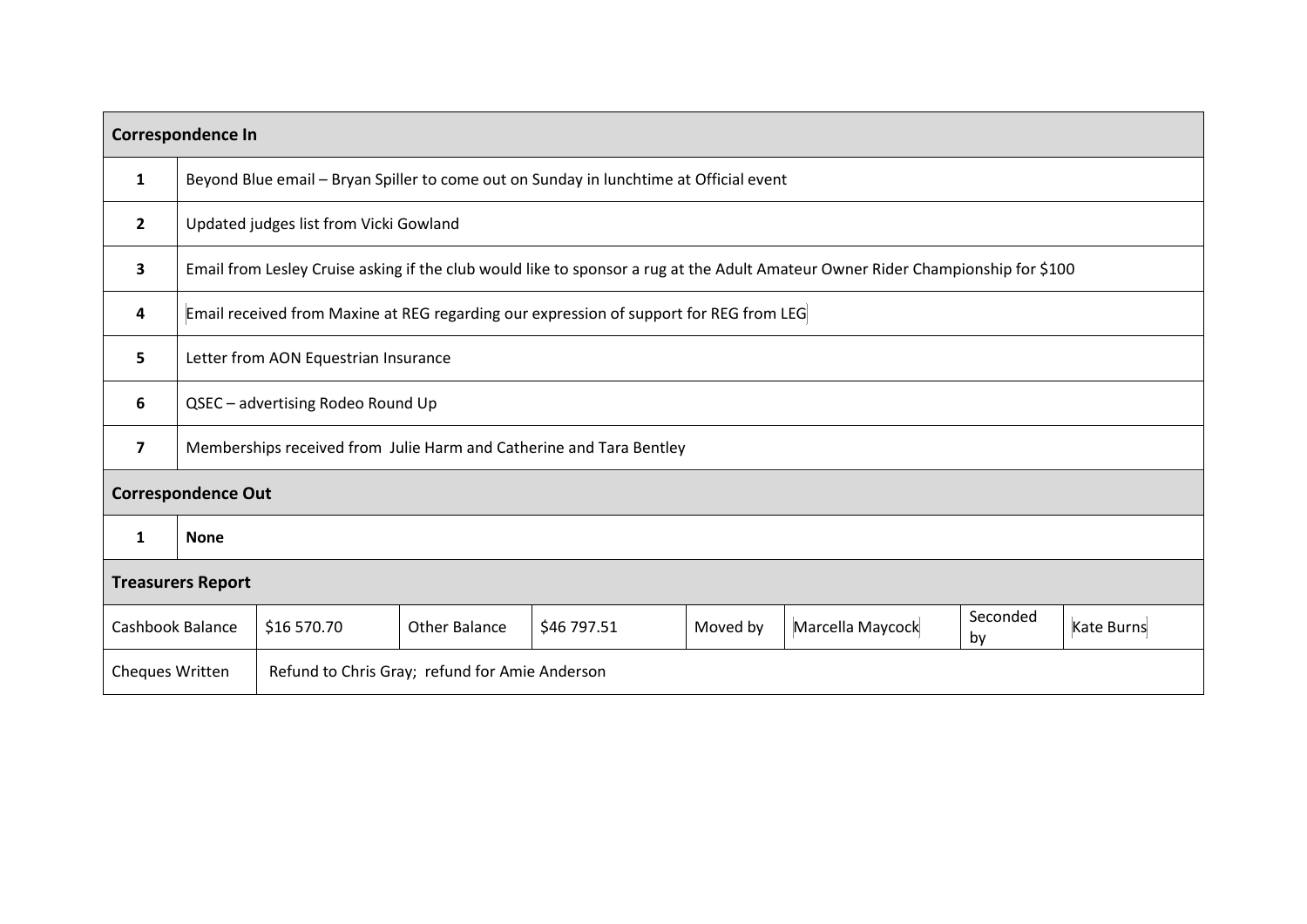| **Correspondence In** | | | | | | | |
|---|---|---|---|---|---|---|---|
| **1** | Beyond Blue email – Bryan Spiller to come out on Sunday in lunchtime at Official event | | | | | | |
| **2** | Updated judges list from Vicki Gowland | | | | | | |
| **3** | Email from Lesley Cruise asking if the club would like to sponsor a rug at the Adult Amateur Owner Rider Championship for $100 | | | | | | |
| **4** | Email received from Maxine at REG regarding our expression of support for REG from LEG | | | | | | |
| **5** | Letter from AON Equestrian Insurance | | | | | | |
| **6** | QSEC – advertising Rodeo Round Up | | | | | | |
| **7** | Memberships received from Julie Harm and Catherine and Tara Bentley | | | | | | |
| **Correspondence Out** | | | | | | | |
| **1** | **None** | | | | | | |
| **Treasurers Report** | | | | | | | |
| Cashbook Balance | $16 570.70 | Other Balance | $46 797.51 | Moved by | Marcella Maycock | Seconded by | Kate Burns |
| Cheques Written | Refund to Chris Gray; refund for Amie Anderson | | | | | | |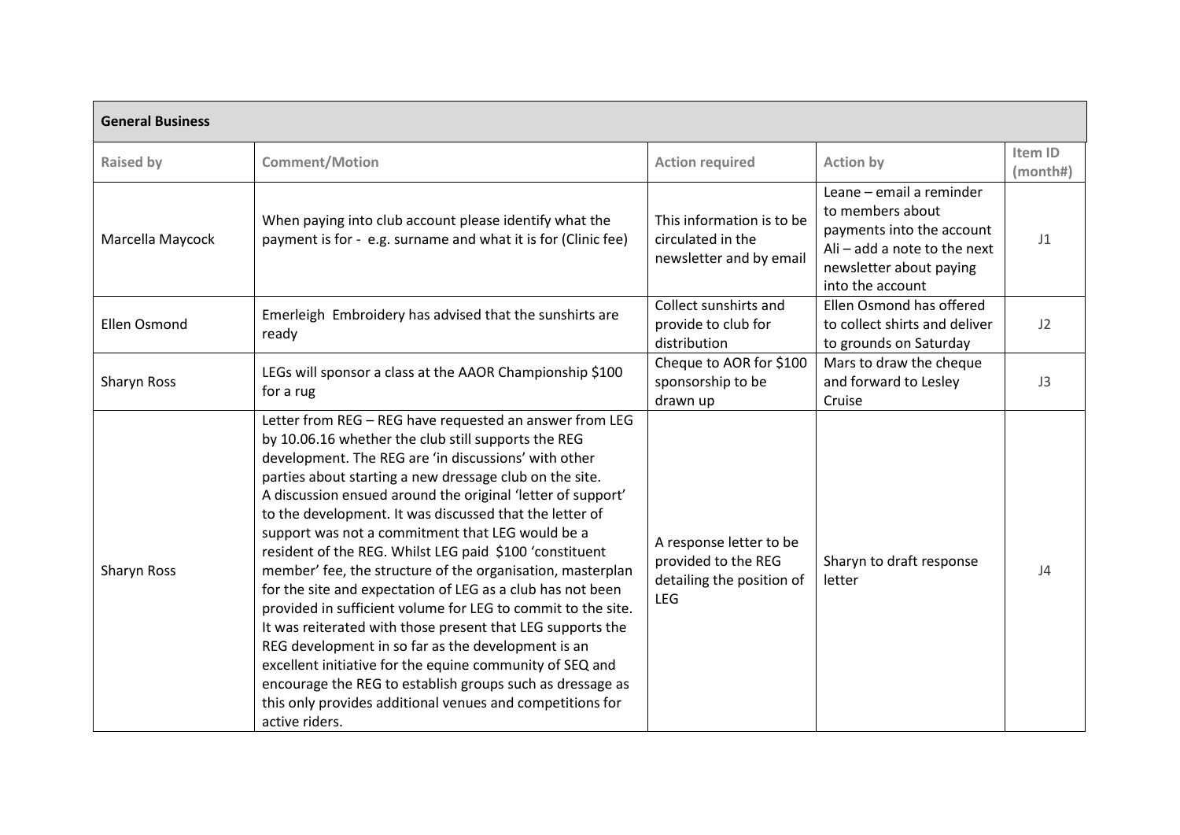| **General Business** | | | | |
|---|---|---|---|---|
| **Raised by** | **Comment/Motion** | **Action required** | **Action by** | **Item ID (month#)** |
| Marcella Maycock | When paying into club account please identify what the payment is for - e.g. surname and what it is for (Clinic fee) | This information is to be circulated in the newsletter and by email | Leane – email a reminder to members about payments into the account<br>Ali – add a note to the next newsletter about paying into the account | J1 |
| Ellen Osmond | Emerleigh Embroidery has advised that the sunshirts are ready | Collect sunshirts and provide to club for distribution | Ellen Osmond has offered to collect shirts and deliver to grounds on Saturday | J2 |
| Sharyn Ross | LEGs will sponsor a class at the AAOR Championship $100 for a rug | Cheque to AOR for $100 sponsorship to be drawn up | Mars to draw the cheque and forward to Lesley Cruise | J3 |
| Sharyn Ross | Letter from REG – REG have requested an answer from LEG by 10.06.16 whether the club still supports the REG development. The REG are 'in discussions' with other parties about starting a new dressage club on the site.<br>A discussion ensued around the original 'letter of support' to the development. It was discussed that the letter of support was not a commitment that LEG would be a resident of the REG. Whilst LEG paid $100 'constituent member' fee, the structure of the organisation, masterplan for the site and expectation of LEG as a club has not been provided in sufficient volume for LEG to commit to the site. It was reiterated with those present that LEG supports the REG development in so far as the development is an excellent initiative for the equine community of SEQ and encourage the REG to establish groups such as dressage as this only provides additional venues and competitions for active riders. | A response letter to be provided to the REG detailing the position of LEG | Sharyn to draft response letter | J4 |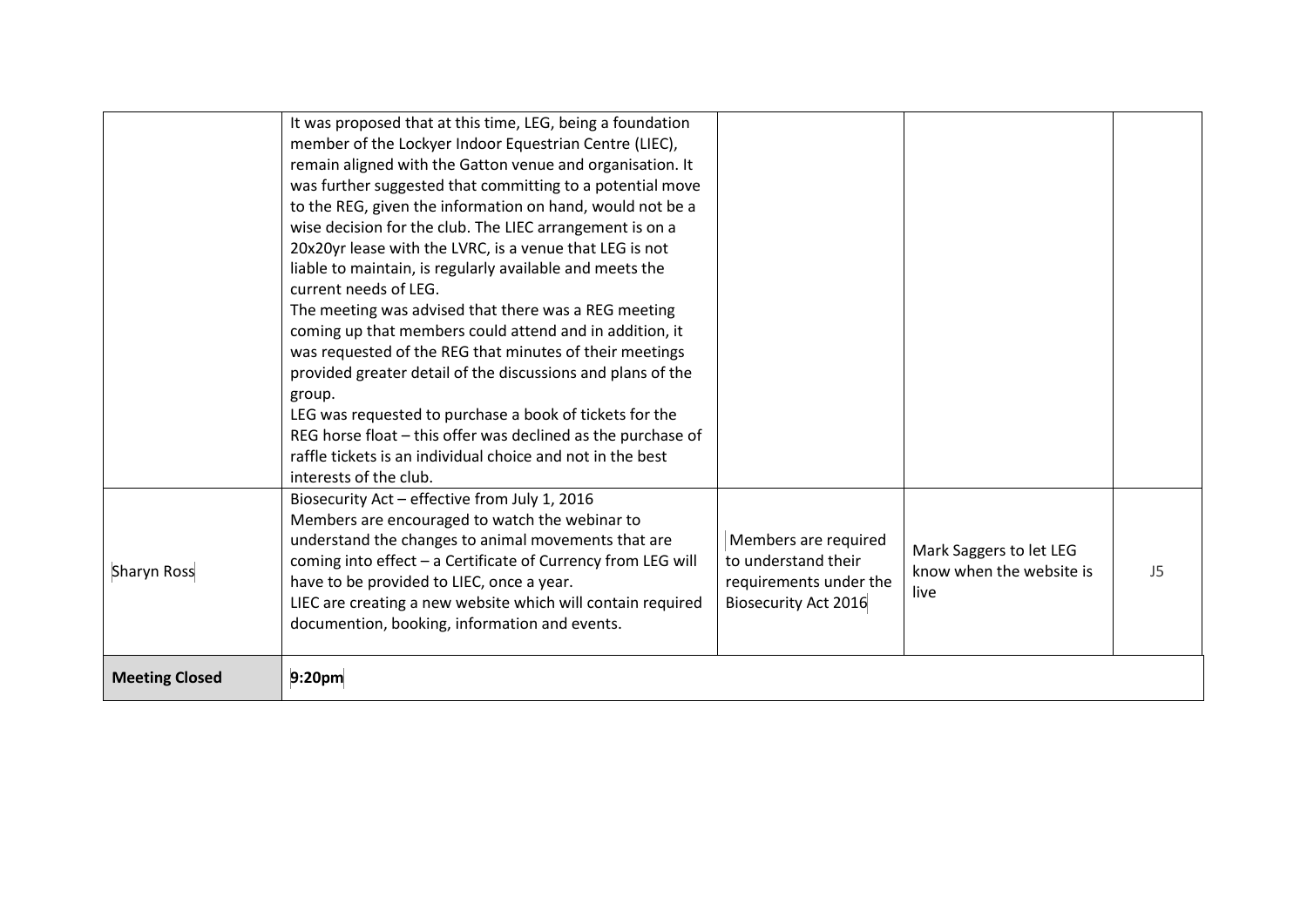| | | | | |
|---|---|---|---|---|
| | It was proposed that at this time, LEG, being a foundation member of the Lockyer Indoor Equestrian Centre (LIEC), remain aligned with the Gatton venue and organisation. It was further suggested that committing to a potential move to the REG, given the information on hand, would not be a wise decision for the club. The LIEC arrangement is on a 20x20yr lease with the LVRC, is a venue that LEG is not liable to maintain, is regularly available and meets the current needs of LEG.<br>The meeting was advised that there was a REG meeting coming up that members could attend and in addition, it was requested of the REG that minutes of their meetings provided greater detail of the discussions and plans of the group.<br>LEG was requested to purchase a book of tickets for the REG horse float – this offer was declined as the purchase of raffle tickets is an individual choice and not in the best interests of the club. | | | |
| Sharyn Ross | Biosecurity Act – effective from July 1, 2016<br>Members are encouraged to watch the webinar to understand the changes to animal movements that are coming into effect – a Certificate of Currency from LEG will have to be provided to LIEC, once a year.<br>LIEC are creating a new website which will contain required documention, booking, information and events. | Members are required to understand their requirements under the Biosecurity Act 2016 | Mark Saggers to let LEG know when the website is live | J5 |
| **Meeting Closed** | **9:20pm** | | | |